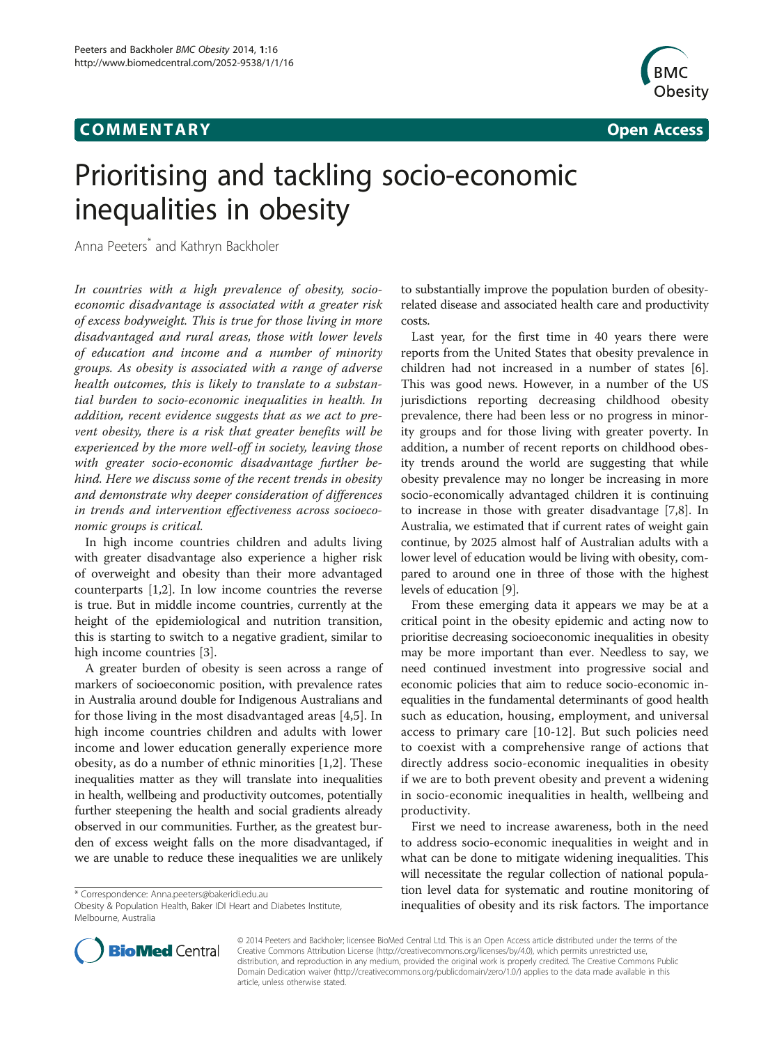**COMMENTARY** **Open Access**

# Prioritising and tackling socio-economic inequalities in obesity

Anna Peeters* and Kathryn Backholer

*In countries with a high prevalence of obesity, socio-economic disadvantage is associated with a greater risk of excess bodyweight. This is true for those living in more disadvantaged and rural areas, those with lower levels of education and income and a number of minority groups. As obesity is associated with a range of adverse health outcomes, this is likely to translate to a substantial burden to socio-economic inequalities in health. In addition, recent evidence suggests that as we act to prevent obesity, there is a risk that greater benefits will be experienced by the more well-off in society, leaving those with greater socio-economic disadvantage further behind. Here we discuss some of the recent trends in obesity and demonstrate why deeper consideration of differences in trends and intervention effectiveness across socioeconomic groups is critical.*

In high income countries children and adults living with greater disadvantage also experience a higher risk of overweight and obesity than their more advantaged counterparts [1,2]. In low income countries the reverse is true. But in middle income countries, currently at the height of the epidemiological and nutrition transition, this is starting to switch to a negative gradient, similar to high income countries [3].

A greater burden of obesity is seen across a range of markers of socioeconomic position, with prevalence rates in Australia around double for Indigenous Australians and for those living in the most disadvantaged areas [4,5]. In high income countries children and adults with lower income and lower education generally experience more obesity, as do a number of ethnic minorities [1,2]. These inequalities matter as they will translate into inequalities in health, wellbeing and productivity outcomes, potentially further steepening the health and social gradients already observed in our communities. Further, as the greatest burden of excess weight falls on the more disadvantaged, if we are unable to reduce these inequalities we are unlikely to substantially improve the population burden of obesity-related disease and associated health care and productivity costs.

Last year, for the first time in 40 years there were reports from the United States that obesity prevalence in children had not increased in a number of states [6]. This was good news. However, in a number of the US jurisdictions reporting decreasing childhood obesity prevalence, there had been less or no progress in minority groups and for those living with greater poverty. In addition, a number of recent reports on childhood obesity trends around the world are suggesting that while obesity prevalence may no longer be increasing in more socio-economically advantaged children it is continuing to increase in those with greater disadvantage [7,8]. In Australia, we estimated that if current rates of weight gain continue, by 2025 almost half of Australian adults with a lower level of education would be living with obesity, compared to around one in three of those with the highest levels of education [9].

From these emerging data it appears we may be at a critical point in the obesity epidemic and acting now to prioritise decreasing socioeconomic inequalities in obesity may be more important than ever. Needless to say, we need continued investment into progressive social and economic policies that aim to reduce socio-economic inequalities in the fundamental determinants of good health such as education, housing, employment, and universal access to primary care [10-12]. But such policies need to coexist with a comprehensive range of actions that directly address socio-economic inequalities in obesity if we are to both prevent obesity and prevent a widening in socio-economic inequalities in health, wellbeing and productivity.

First we need to increase awareness, both in the need to address socio-economic inequalities in weight and in what can be done to mitigate widening inequalities. This will necessitate the regular collection of national population level data for systematic and routine monitoring of inequalities of obesity and its risk factors. The importance

\* Correspondence: Anna.peeters@bakeridi.edu.au
Obesity & Population Health, Baker IDI Heart and Diabetes Institute, Melbourne, Australia

© 2014 Peeters and Backholer; licensee BioMed Central Ltd. This is an Open Access article distributed under the terms of the Creative Commons Attribution License (http://creativecommons.org/licenses/by/4.0), which permits unrestricted use, distribution, and reproduction in any medium, provided the original work is properly credited. The Creative Commons Public Domain Dedication waiver (http://creativecommons.org/publicdomain/zero/1.0/) applies to the data made available in this article, unless otherwise stated.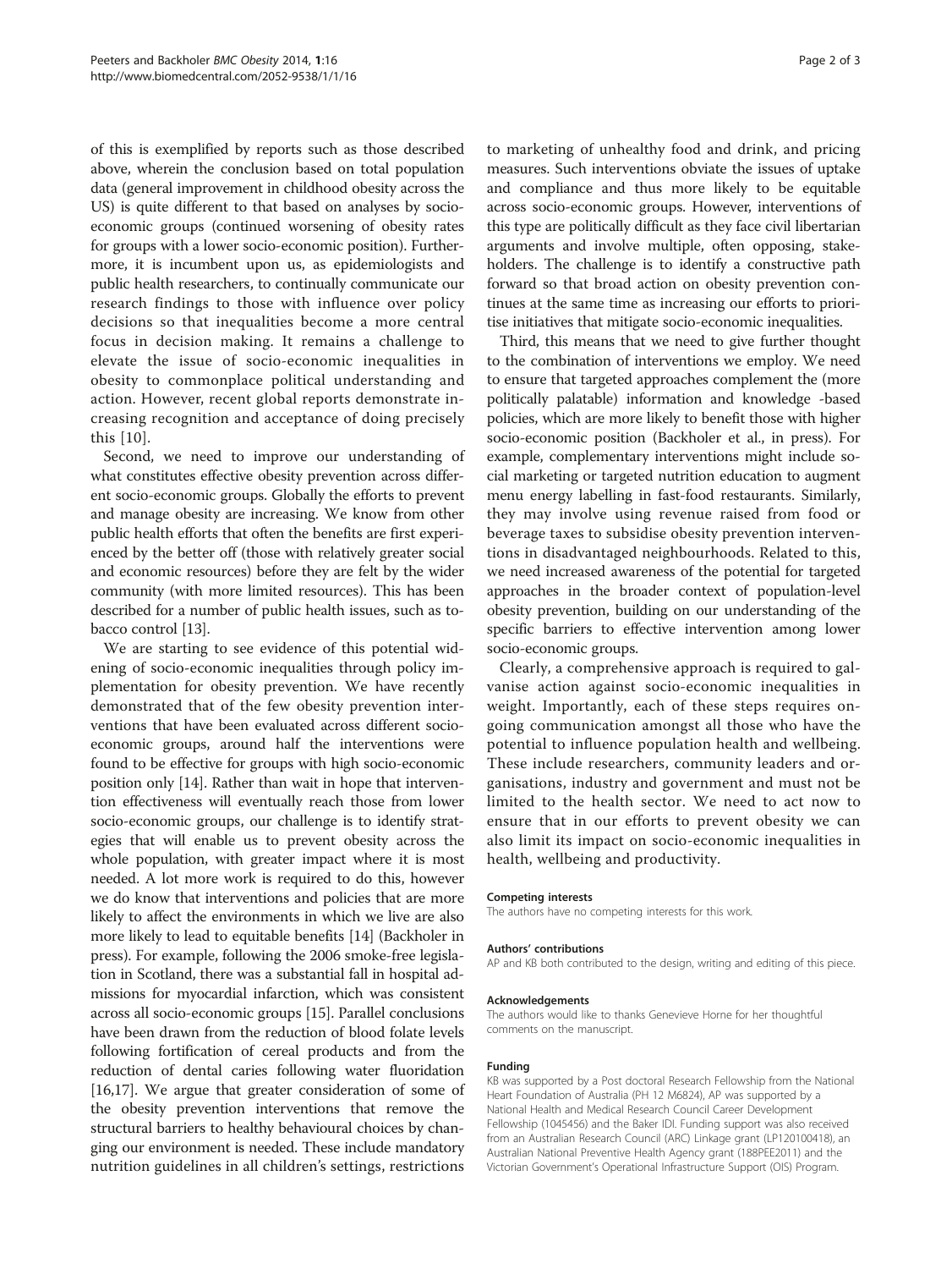of this is exemplified by reports such as those described above, wherein the conclusion based on total population data (general improvement in childhood obesity across the US) is quite different to that based on analyses by socio-economic groups (continued worsening of obesity rates for groups with a lower socio-economic position). Furthermore, it is incumbent upon us, as epidemiologists and public health researchers, to continually communicate our research findings to those with influence over policy decisions so that inequalities become a more central focus in decision making. It remains a challenge to elevate the issue of socio-economic inequalities in obesity to commonplace political understanding and action. However, recent global reports demonstrate increasing recognition and acceptance of doing precisely this [10].

Second, we need to improve our understanding of what constitutes effective obesity prevention across different socio-economic groups. Globally the efforts to prevent and manage obesity are increasing. We know from other public health efforts that often the benefits are first experienced by the better off (those with relatively greater social and economic resources) before they are felt by the wider community (with more limited resources). This has been described for a number of public health issues, such as tobacco control [13].

We are starting to see evidence of this potential widening of socio-economic inequalities through policy implementation for obesity prevention. We have recently demonstrated that of the few obesity prevention interventions that have been evaluated across different socio-economic groups, around half the interventions were found to be effective for groups with high socio-economic position only [14]. Rather than wait in hope that intervention effectiveness will eventually reach those from lower socio-economic groups, our challenge is to identify strategies that will enable us to prevent obesity across the whole population, with greater impact where it is most needed. A lot more work is required to do this, however we do know that interventions and policies that are more likely to affect the environments in which we live are also more likely to lead to equitable benefits [14] (Backholer in press). For example, following the 2006 smoke-free legislation in Scotland, there was a substantial fall in hospital admissions for myocardial infarction, which was consistent across all socio-economic groups [15]. Parallel conclusions have been drawn from the reduction of blood folate levels following fortification of cereal products and from the reduction of dental caries following water fluoridation [16,17]. We argue that greater consideration of some of the obesity prevention interventions that remove the structural barriers to healthy behavioural choices by changing our environment is needed. These include mandatory nutrition guidelines in all children's settings, restrictions to marketing of unhealthy food and drink, and pricing measures. Such interventions obviate the issues of uptake and compliance and thus more likely to be equitable across socio-economic groups. However, interventions of this type are politically difficult as they face civil libertarian arguments and involve multiple, often opposing, stakeholders. The challenge is to identify a constructive path forward so that broad action on obesity prevention continues at the same time as increasing our efforts to prioritise initiatives that mitigate socio-economic inequalities.

Third, this means that we need to give further thought to the combination of interventions we employ. We need to ensure that targeted approaches complement the (more politically palatable) information and knowledge -based policies, which are more likely to benefit those with higher socio-economic position (Backholer et al., in press). For example, complementary interventions might include social marketing or targeted nutrition education to augment menu energy labelling in fast-food restaurants. Similarly, they may involve using revenue raised from food or beverage taxes to subsidise obesity prevention interventions in disadvantaged neighbourhoods. Related to this, we need increased awareness of the potential for targeted approaches in the broader context of population-level obesity prevention, building on our understanding of the specific barriers to effective intervention among lower socio-economic groups.

Clearly, a comprehensive approach is required to galvanise action against socio-economic inequalities in weight. Importantly, each of these steps requires ongoing communication amongst all those who have the potential to influence population health and wellbeing. These include researchers, community leaders and organisations, industry and government and must not be limited to the health sector. We need to act now to ensure that in our efforts to prevent obesity we can also limit its impact on socio-economic inequalities in health, wellbeing and productivity.

#### Competing interests
The authors have no competing interests for this work.

#### Authors' contributions
AP and KB both contributed to the design, writing and editing of this piece.

#### Acknowledgements
The authors would like to thanks Genevieve Horne for her thoughtful comments on the manuscript.

#### Funding
KB was supported by a Post doctoral Research Fellowship from the National Heart Foundation of Australia (PH 12 M6824), AP was supported by a National Health and Medical Research Council Career Development Fellowship (1045456) and the Baker IDI. Funding support was also received from an Australian Research Council (ARC) Linkage grant (LP120100418), an Australian National Preventive Health Agency grant (188PEE2011) and the Victorian Government's Operational Infrastructure Support (OIS) Program.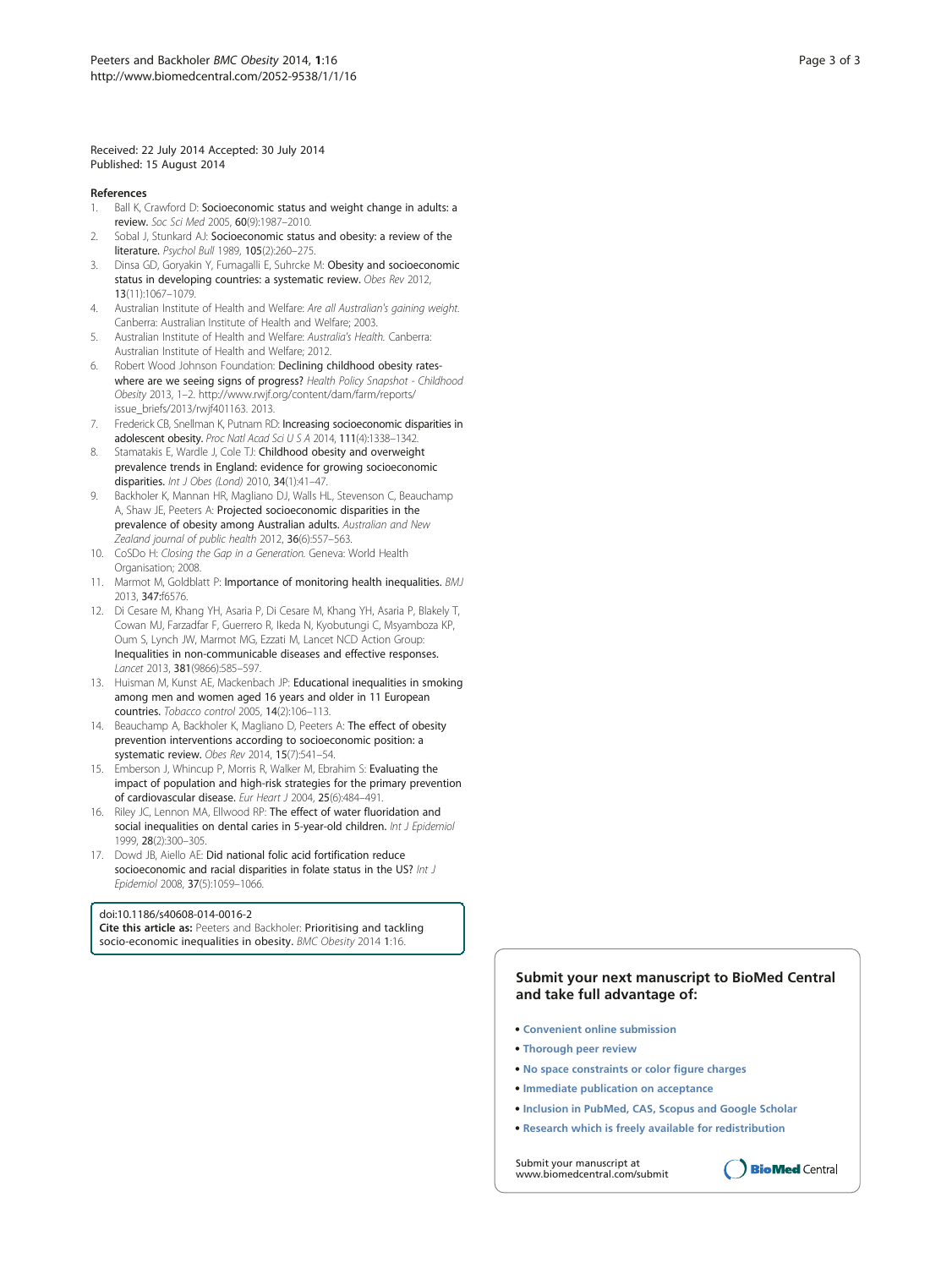Received: 22 July 2014 Accepted: 30 July 2014
Published: 15 August 2014

## References

1. Ball K, Crawford D: **Socioeconomic status and weight change in adults: a review.** *Soc Sci Med* 2005, **60**(9):1987–2010.
2. Sobal J, Stunkard AJ: **Socioeconomic status and obesity: a review of the literature.** *Psychol Bull* 1989, **105**(2):260–275.
3. Dinsa GD, Goryakin Y, Fumagalli E, Suhrcke M: **Obesity and socioeconomic status in developing countries: a systematic review.** *Obes Rev* 2012, **13**(11):1067–1079.
4. Australian Institute of Health and Welfare: *Are all Australian's gaining weight.* Canberra: Australian Institute of Health and Welfare; 2003.
5. Australian Institute of Health and Welfare: *Australia's Health.* Canberra: Australian Institute of Health and Welfare; 2012.
6. Robert Wood Johnson Foundation: **Declining childhood obesity rates-where are we seeing signs of progress?** *Health Policy Snapshot - Childhood Obesity* 2013, 1–2. http://www.rwjf.org/content/dam/farm/reports/issue_briefs/2013/rwjf401163. 2013.
7. Frederick CB, Snellman K, Putnam RD: **Increasing socioeconomic disparities in adolescent obesity.** *Proc Natl Acad Sci U S A* 2014, **111**(4):1338–1342.
8. Stamatakis E, Wardle J, Cole TJ: **Childhood obesity and overweight prevalence trends in England: evidence for growing socioeconomic disparities.** *Int J Obes (Lond)* 2010, **34**(1):41–47.
9. Backholer K, Mannan HR, Magliano DJ, Walls HL, Stevenson C, Beauchamp A, Shaw JE, Peeters A: **Projected socioeconomic disparities in the prevalence of obesity among Australian adults.** *Australian and New Zealand journal of public health* 2012, **36**(6):557–563.
10. CoSDo H: *Closing the Gap in a Generation.* Geneva: World Health Organisation; 2008.
11. Marmot M, Goldblatt P: **Importance of monitoring health inequalities.** *BMJ* 2013, **347**:f6576.
12. Di Cesare M, Khang YH, Asaria P, Di Cesare M, Khang YH, Asaria P, Blakely T, Cowan MJ, Farzadfar F, Guerrero R, Ikeda N, Kyobutungi C, Msyamboza KP, Oum S, Lynch JW, Marmot MG, Ezzati M, Lancet NCD Action Group: **Inequalities in non-communicable diseases and effective responses.** *Lancet* 2013, **381**(9866):585–597.
13. Huisman M, Kunst AE, Mackenbach JP: **Educational inequalities in smoking among men and women aged 16 years and older in 11 European countries.** *Tobacco control* 2005, **14**(2):106–113.
14. Beauchamp A, Backholer K, Magliano D, Peeters A: **The effect of obesity prevention interventions according to socioeconomic position: a systematic review.** *Obes Rev* 2014, **15**(7):541–54.
15. Emberson J, Whincup P, Morris R, Walker M, Ebrahim S: **Evaluating the impact of population and high-risk strategies for the primary prevention of cardiovascular disease.** *Eur Heart J* 2004, **25**(6):484–491.
16. Riley JC, Lennon MA, Ellwood RP: **The effect of water fluoridation and social inequalities on dental caries in 5-year-old children.** *Int J Epidemiol* 1999, **28**(2):300–305.
17. Dowd JB, Aiello AE: **Did national folic acid fortification reduce socioeconomic and racial disparities in folate status in the US?** *Int J Epidemiol* 2008, **37**(5):1059–1066.

doi:10.1186/s40608-014-0016-2
**Cite this article as:** Peeters and Backholer: **Prioritising and tackling socio-economic inequalities in obesity.** *BMC Obesity* 2014 **1**:16.

**Submit your next manuscript to BioMed Central and take full advantage of:**

- **Convenient online submission**
- **Thorough peer review**
- **No space constraints or color figure charges**
- **Immediate publication on acceptance**
- **Inclusion in PubMed, CAS, Scopus and Google Scholar**
- **Research which is freely available for redistribution**

Submit your manuscript at
www.biomedcentral.com/submit

BioMed Central